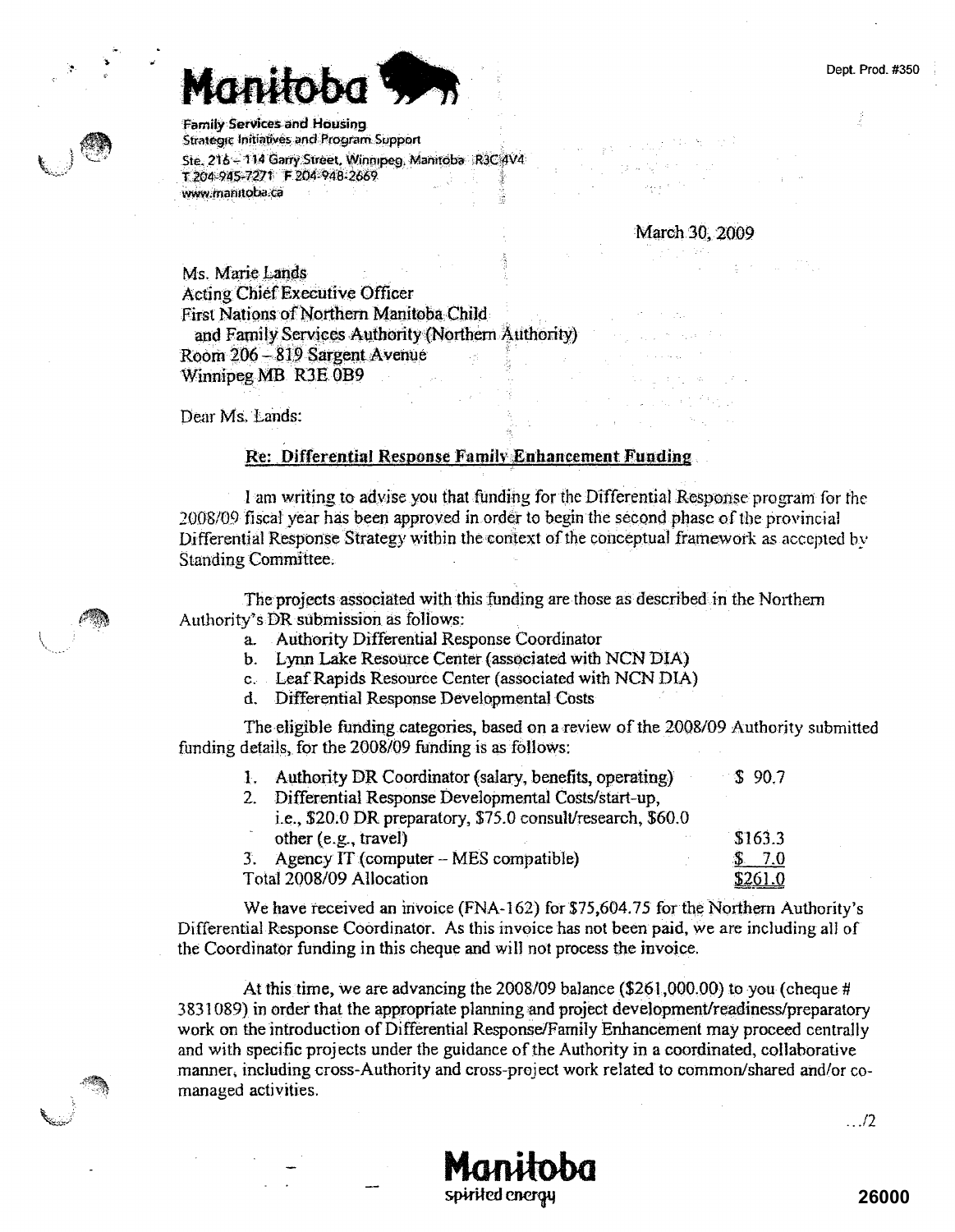Manitoba

Family Services and Housing
Strategic Initiatives and Program Support
Ste. 216 – 114 Garry Street, Winnipeg, Manitoba R3C 4V4
T 204-945-7271 F 204-948-2669
www.manitoba.ca

Dept. Prod. #350

March 30, 2009

Ms. Marie Lands
Acting Chief Executive Officer
First Nations of Northern Manitoba Child
and Family Services Authority (Northern Authority)
Room 206 – 819 Sargent Avenue
Winnipeg MB R3E 0B9

Dear Ms. Lands:

**Re: Differential Response Family Enhancement Funding**

I am writing to advise you that funding for the Differential Response program for the 2008/09 fiscal year has been approved in order to begin the second phase of the provincial Differential Response Strategy within the context of the conceptual framework as accepted by Standing Committee.

The projects associated with this funding are those as described in the Northern Authority's DR submission as follows:

a. Authority Differential Response Coordinator
b. Lynn Lake Resource Center (associated with NCN DIA)
c. Leaf Rapids Resource Center (associated with NCN DIA)
d. Differential Response Developmental Costs

The eligible funding categories, based on a review of the 2008/09 Authority submitted funding details, for the 2008/09 funding is as follows:

| | |
|---|---|
| 1. Authority DR Coordinator (salary, benefits, operating) | $ 90.7 |
| 2. Differential Response Developmental Costs/start-up, i.e., $20.0 DR preparatory, $75.0 consult/research, $60.0 other (e.g., travel) | $163.3 |
| 3. Agency IT (computer – MES compatible) | $ 7.0 |
| Total 2008/09 Allocation | $261.0 |

We have received an invoice (FNA-162) for $75,604.75 for the Northern Authority's Differential Response Coordinator. As this invoice has not been paid, we are including all of the Coordinator funding in this cheque and will not process the invoice.

At this time, we are advancing the 2008/09 balance ($261,000.00) to you (cheque # 3831089) in order that the appropriate planning and project development/readiness/preparatory work on the introduction of Differential Response/Family Enhancement may proceed centrally and with specific projects under the guidance of the Authority in a coordinated, collaborative manner, including cross-Authority and cross-project work related to common/shared and/or co-managed activities.

.../2

Manitoba
spirited energy

26000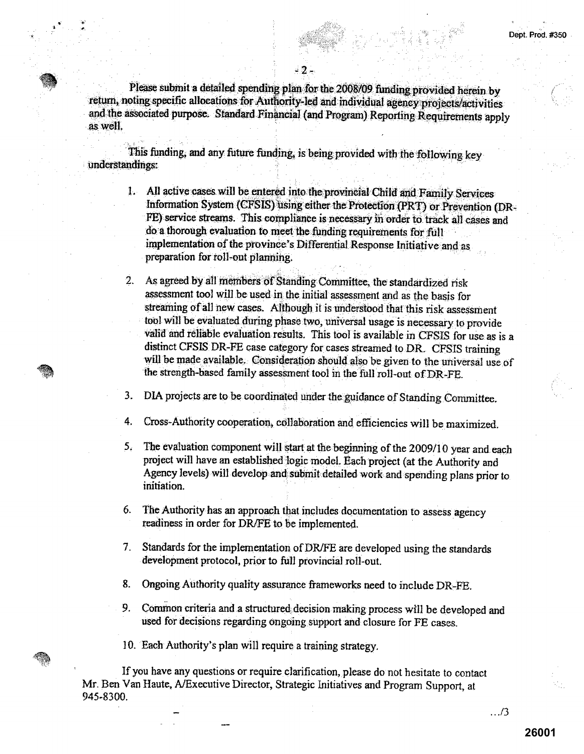Please submit a detailed spending plan for the 2008/09 funding provided herein by return, noting specific allocations for Authority-led and individual agency projects/activities and the associated purpose. Standard Financial (and Program) Reporting Requirements apply as well.

This funding, and any future funding, is being provided with the following key understandings:

1. All active cases will be entered into the provincial Child and Family Services Information System (CFSIS) using either the Protection (PRT) or Prevention (DR-FE) service streams. This compliance is necessary in order to track all cases and do a thorough evaluation to meet the funding requirements for full implementation of the province's Differential Response Initiative and as preparation for roll-out planning.

2. As agreed by all members of Standing Committee, the standardized risk assessment tool will be used in the initial assessment and as the basis for streaming of all new cases. Although it is understood that this risk assessment tool will be evaluated during phase two, universal usage is necessary to provide valid and reliable evaluation results. This tool is available in CFSIS for use as is a distinct CFSIS DR-FE case category for cases streamed to DR. CFSIS training will be made available. Consideration should also be given to the universal use of the strength-based family assessment tool in the full roll-out of DR-FE.

3. DIA projects are to be coordinated under the guidance of Standing Committee.

4. Cross-Authority cooperation, collaboration and efficiencies will be maximized.

5. The evaluation component will start at the beginning of the 2009/10 year and each project will have an established logic model. Each project (at the Authority and Agency levels) will develop and submit detailed work and spending plans prior to initiation.

6. The Authority has an approach that includes documentation to assess agency readiness in order for DR/FE to be implemented.

7. Standards for the implementation of DR/FE are developed using the standards development protocol, prior to full provincial roll-out.

8. Ongoing Authority quality assurance frameworks need to include DR-FE.

9. Common criteria and a structured decision making process will be developed and used for decisions regarding ongoing support and closure for FE cases.

10. Each Authority's plan will require a training strategy.

If you have any questions or require clarification, please do not hesitate to contact Mr. Ben Van Haute, A/Executive Director, Strategic Initiatives and Program Support, at 945-8300.

.../3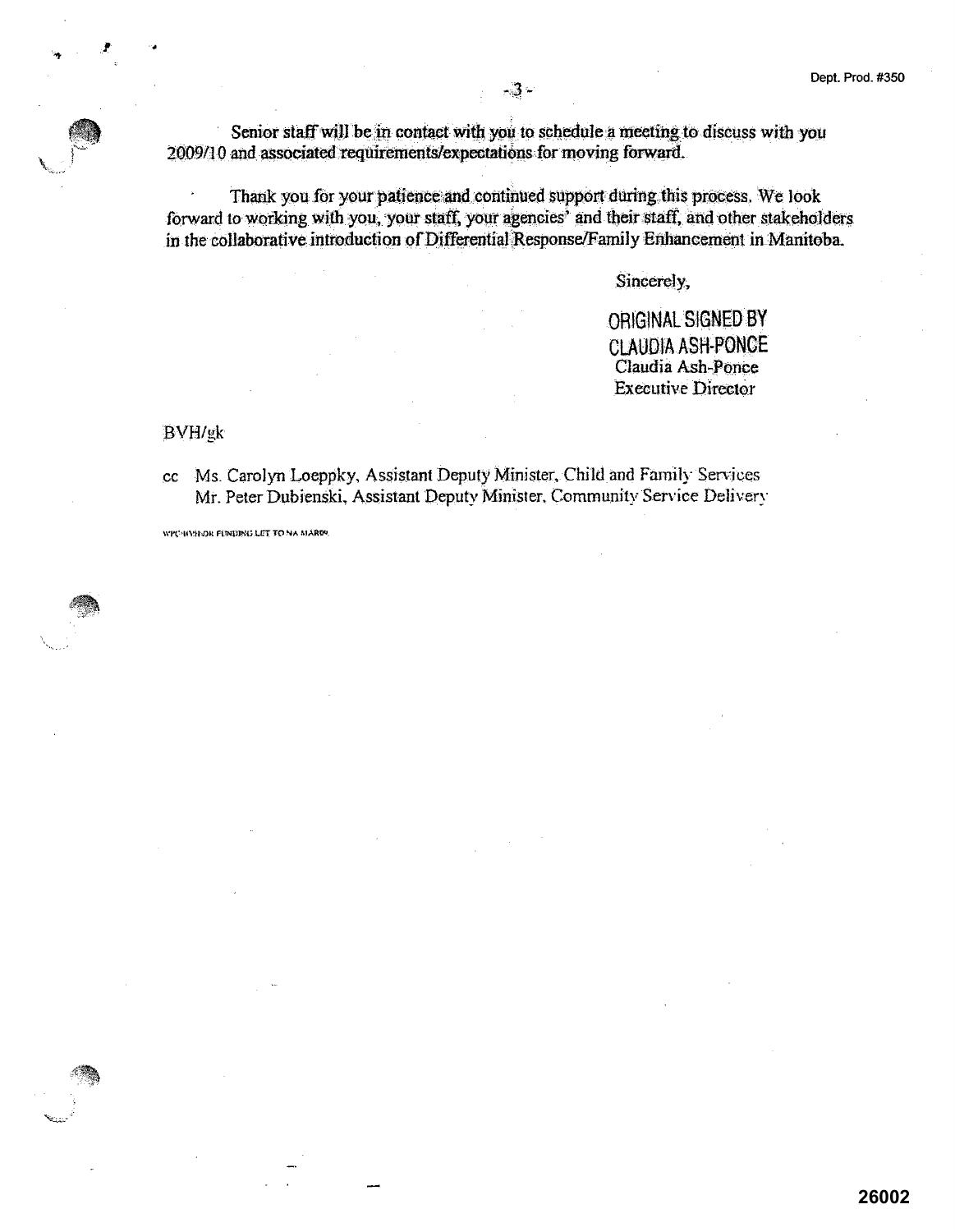Senior staff will be in contact with you to schedule a meeting to discuss with you 2009/10 and associated requirements/expectations for moving forward.

Thank you for your patience and continued support during this process. We look forward to working with you, your staff, your agencies' and their staff, and other stakeholders in the collaborative introduction of Differential Response/Family Enhancement in Manitoba.

Sincerely,

ORIGINAL SIGNED BY
CLAUDIA ASH-PONCE
Claudia Ash-Ponce
Executive Director

BVH/gk

cc Ms. Carolyn Loeppky, Assistant Deputy Minister, Child and Family Services
Mr. Peter Dubienski, Assistant Deputy Minister, Community Service Delivery

WPC-HYBNDR FUNDING LET TO NA MAR09